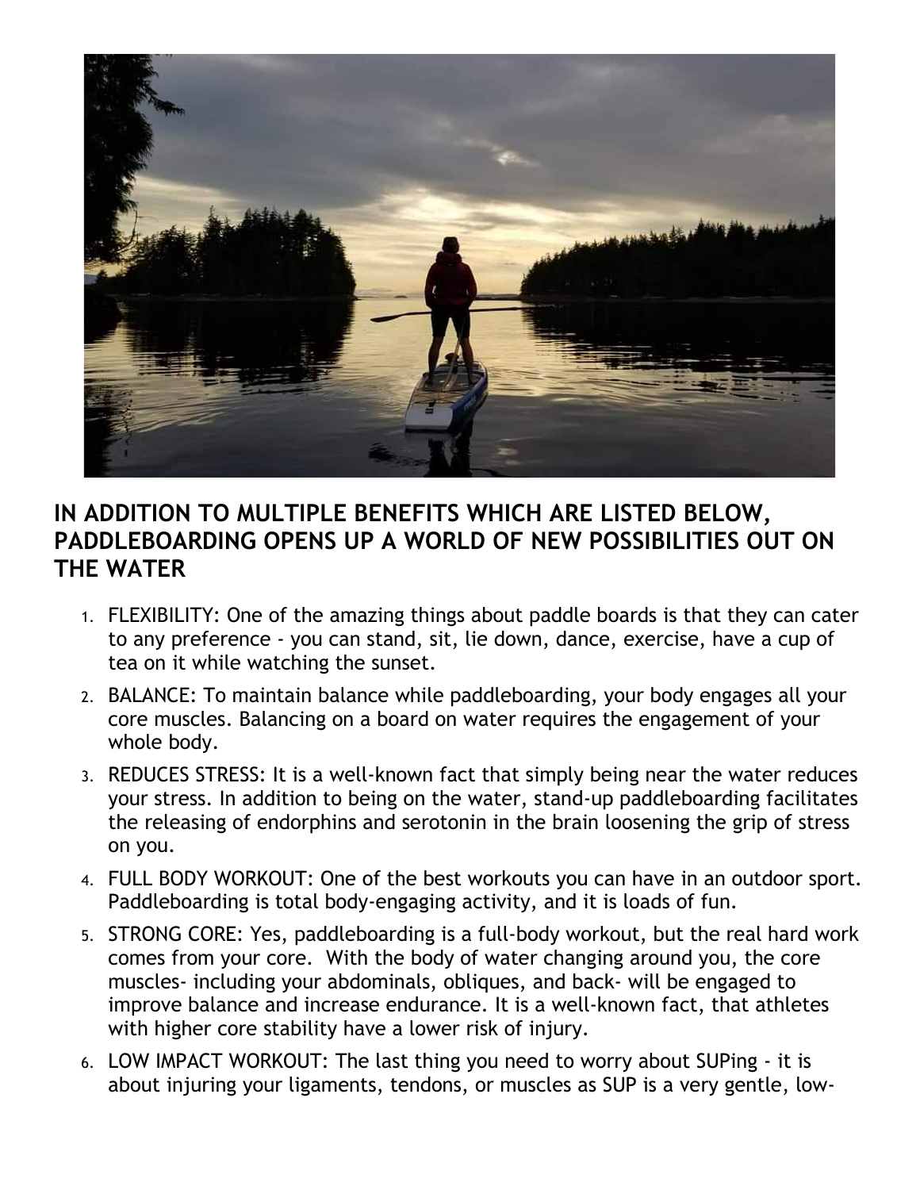## IN ADDITION TO MULTIPLE BENEFITS WHICH ARE LISTED BELOW, PADDLEBOARDING OPENS UP A WORLD OF NEW POSSIBILITIES OUT ON THE WATER

1. FLEXIBILITY: One of the amazing things about paddle boards is that they can cater to any preference - you can stand, sit, lie down, dance, exercise, have a cup of tea on it while watching the sunset.
2. BALANCE: To maintain balance while paddleboarding, your body engages all your core muscles. Balancing on a board on water requires the engagement of your whole body.
3. REDUCES STRESS: It is a well-known fact that simply being near the water reduces your stress. In addition to being on the water, stand-up paddleboarding facilitates the releasing of endorphins and serotonin in the brain loosening the grip of stress on you.
4. FULL BODY WORKOUT: One of the best workouts you can have in an outdoor sport. Paddleboarding is total body-engaging activity, and it is loads of fun.
5. STRONG CORE: Yes, paddleboarding is a full-body workout, but the real hard work comes from your core. With the body of water changing around you, the core muscles- including your abdominals, obliques, and back- will be engaged to improve balance and increase endurance. It is a well-known fact, that athletes with higher core stability have a lower risk of injury.
6. LOW IMPACT WORKOUT: The last thing you need to worry about SUPing - it is about injuring your ligaments, tendons, or muscles as SUP is a very gentle, low-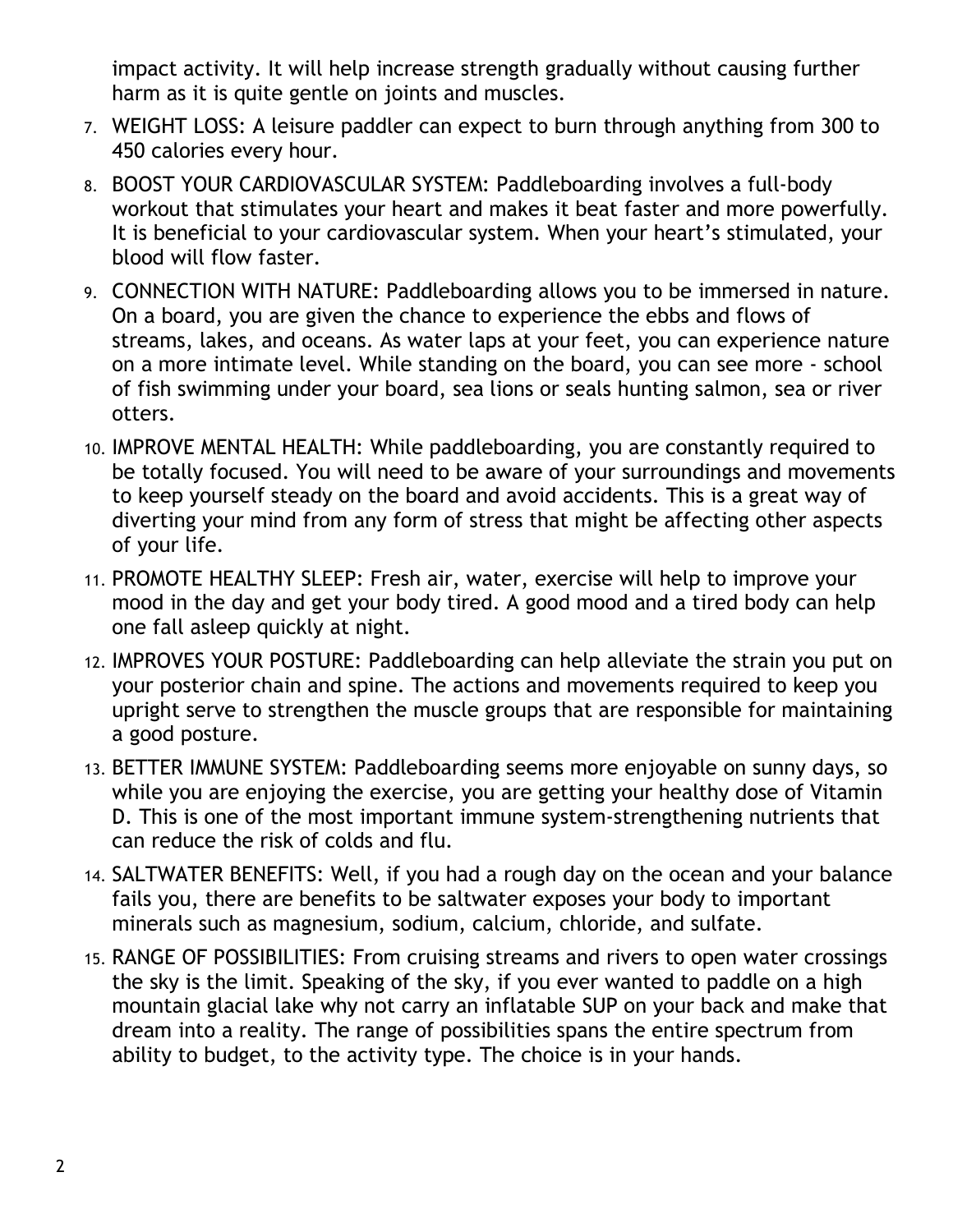impact activity. It will help increase strength gradually without causing further harm as it is quite gentle on joints and muscles.

7. WEIGHT LOSS: A leisure paddler can expect to burn through anything from 300 to 450 calories every hour.
8. BOOST YOUR CARDIOVASCULAR SYSTEM: Paddleboarding involves a full-body workout that stimulates your heart and makes it beat faster and more powerfully. It is beneficial to your cardiovascular system. When your heart's stimulated, your blood will flow faster.
9. CONNECTION WITH NATURE: Paddleboarding allows you to be immersed in nature. On a board, you are given the chance to experience the ebbs and flows of streams, lakes, and oceans. As water laps at your feet, you can experience nature on a more intimate level. While standing on the board, you can see more - school of fish swimming under your board, sea lions or seals hunting salmon, sea or river otters.
10. IMPROVE MENTAL HEALTH: While paddleboarding, you are constantly required to be totally focused. You will need to be aware of your surroundings and movements to keep yourself steady on the board and avoid accidents. This is a great way of diverting your mind from any form of stress that might be affecting other aspects of your life.
11. PROMOTE HEALTHY SLEEP: Fresh air, water, exercise will help to improve your mood in the day and get your body tired. A good mood and a tired body can help one fall asleep quickly at night.
12. IMPROVES YOUR POSTURE: Paddleboarding can help alleviate the strain you put on your posterior chain and spine. The actions and movements required to keep you upright serve to strengthen the muscle groups that are responsible for maintaining a good posture.
13. BETTER IMMUNE SYSTEM: Paddleboarding seems more enjoyable on sunny days, so while you are enjoying the exercise, you are getting your healthy dose of Vitamin D. This is one of the most important immune system-strengthening nutrients that can reduce the risk of colds and flu.
14. SALTWATER BENEFITS: Well, if you had a rough day on the ocean and your balance fails you, there are benefits to be saltwater exposes your body to important minerals such as magnesium, sodium, calcium, chloride, and sulfate.
15. RANGE OF POSSIBILITIES: From cruising streams and rivers to open water crossings the sky is the limit. Speaking of the sky, if you ever wanted to paddle on a high mountain glacial lake why not carry an inflatable SUP on your back and make that dream into a reality. The range of possibilities spans the entire spectrum from ability to budget, to the activity type. The choice is in your hands.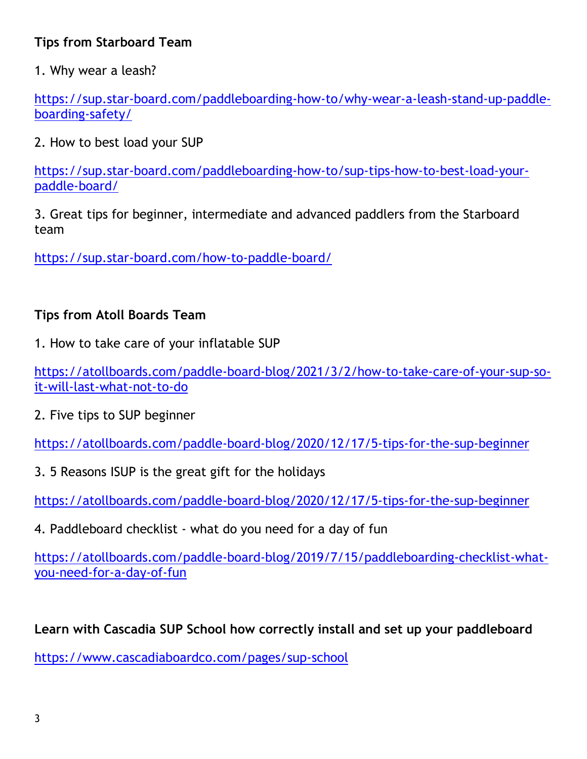**Tips from Starboard Team**

1. Why wear a leash?

https://sup.star-board.com/paddleboarding-how-to/why-wear-a-leash-stand-up-paddle-boarding-safety/

2. How to best load your SUP

https://sup.star-board.com/paddleboarding-how-to/sup-tips-how-to-best-load-your-paddle-board/

3. Great tips for beginner, intermediate and advanced paddlers from the Starboard team

https://sup.star-board.com/how-to-paddle-board/

**Tips from Atoll Boards Team**

1. How to take care of your inflatable SUP

https://atollboards.com/paddle-board-blog/2021/3/2/how-to-take-care-of-your-sup-so-it-will-last-what-not-to-do

2. Five tips to SUP beginner

https://atollboards.com/paddle-board-blog/2020/12/17/5-tips-for-the-sup-beginner

3. 5 Reasons ISUP is the great gift for the holidays

https://atollboards.com/paddle-board-blog/2020/12/17/5-tips-for-the-sup-beginner

4. Paddleboard checklist - what do you need for a day of fun

https://atollboards.com/paddle-board-blog/2019/7/15/paddleboarding-checklist-what-you-need-for-a-day-of-fun

**Learn with Cascadia SUP School how correctly install and set up your paddleboard**

https://www.cascadiaboardco.com/pages/sup-school